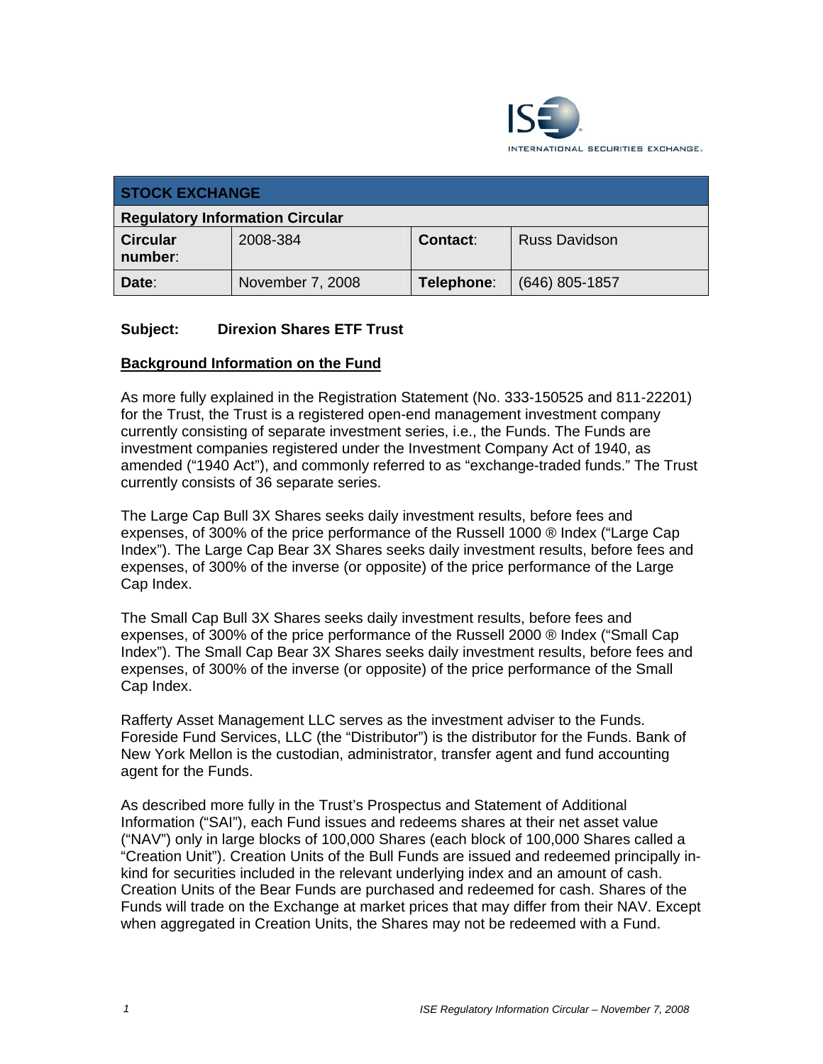| STOCK EXCHANGE | | | |
|---|---|---|---|
| **Regulatory Information Circular** | | | |
| **Circular number**: | 2008-384 | **Contact**: | Russ Davidson |
| **Date**: | November 7, 2008 | **Telephone**: | (646) 805-1857 |

**Subject: Direxion Shares ETF Trust**

## Background Information on the Fund

As more fully explained in the Registration Statement (No. 333-150525 and 811-22201) for the Trust, the Trust is a registered open-end management investment company currently consisting of separate investment series, i.e., the Funds. The Funds are investment companies registered under the Investment Company Act of 1940, as amended ("1940 Act"), and commonly referred to as "exchange-traded funds." The Trust currently consists of 36 separate series.

The Large Cap Bull 3X Shares seeks daily investment results, before fees and expenses, of 300% of the price performance of the Russell 1000 ® Index ("Large Cap Index"). The Large Cap Bear 3X Shares seeks daily investment results, before fees and expenses, of 300% of the inverse (or opposite) of the price performance of the Large Cap Index.

The Small Cap Bull 3X Shares seeks daily investment results, before fees and expenses, of 300% of the price performance of the Russell 2000 ® Index ("Small Cap Index"). The Small Cap Bear 3X Shares seeks daily investment results, before fees and expenses, of 300% of the inverse (or opposite) of the price performance of the Small Cap Index.

Rafferty Asset Management LLC serves as the investment adviser to the Funds. Foreside Fund Services, LLC (the "Distributor") is the distributor for the Funds. Bank of New York Mellon is the custodian, administrator, transfer agent and fund accounting agent for the Funds.

As described more fully in the Trust's Prospectus and Statement of Additional Information ("SAI"), each Fund issues and redeems shares at their net asset value ("NAV") only in large blocks of 100,000 Shares (each block of 100,000 Shares called a "Creation Unit"). Creation Units of the Bull Funds are issued and redeemed principally in-kind for securities included in the relevant underlying index and an amount of cash. Creation Units of the Bear Funds are purchased and redeemed for cash. Shares of the Funds will trade on the Exchange at market prices that may differ from their NAV. Except when aggregated in Creation Units, the Shares may not be redeemed with a Fund.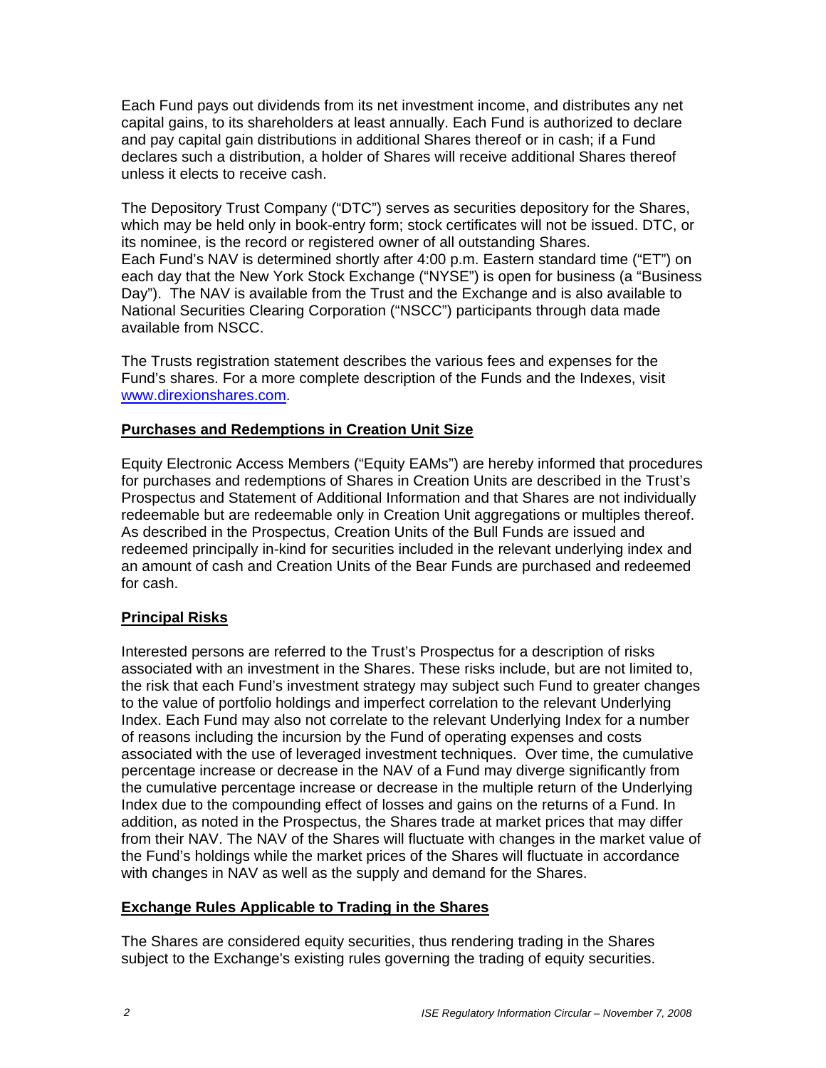Each Fund pays out dividends from its net investment income, and distributes any net capital gains, to its shareholders at least annually. Each Fund is authorized to declare and pay capital gain distributions in additional Shares thereof or in cash; if a Fund declares such a distribution, a holder of Shares will receive additional Shares thereof unless it elects to receive cash.

The Depository Trust Company ("DTC") serves as securities depository for the Shares, which may be held only in book-entry form; stock certificates will not be issued. DTC, or its nominee, is the record or registered owner of all outstanding Shares.
Each Fund's NAV is determined shortly after 4:00 p.m. Eastern standard time ("ET") on each day that the New York Stock Exchange ("NYSE") is open for business (a "Business Day"). The NAV is available from the Trust and the Exchange and is also available to National Securities Clearing Corporation ("NSCC") participants through data made available from NSCC.

The Trusts registration statement describes the various fees and expenses for the Fund's shares. For a more complete description of the Funds and the Indexes, visit www.direxionshares.com.

## Purchases and Redemptions in Creation Unit Size

Equity Electronic Access Members ("Equity EAMs") are hereby informed that procedures for purchases and redemptions of Shares in Creation Units are described in the Trust's Prospectus and Statement of Additional Information and that Shares are not individually redeemable but are redeemable only in Creation Unit aggregations or multiples thereof. As described in the Prospectus, Creation Units of the Bull Funds are issued and redeemed principally in-kind for securities included in the relevant underlying index and an amount of cash and Creation Units of the Bear Funds are purchased and redeemed for cash.

## Principal Risks

Interested persons are referred to the Trust's Prospectus for a description of risks associated with an investment in the Shares. These risks include, but are not limited to, the risk that each Fund's investment strategy may subject such Fund to greater changes to the value of portfolio holdings and imperfect correlation to the relevant Underlying Index. Each Fund may also not correlate to the relevant Underlying Index for a number of reasons including the incursion by the Fund of operating expenses and costs associated with the use of leveraged investment techniques. Over time, the cumulative percentage increase or decrease in the NAV of a Fund may diverge significantly from the cumulative percentage increase or decrease in the multiple return of the Underlying Index due to the compounding effect of losses and gains on the returns of a Fund. In addition, as noted in the Prospectus, the Shares trade at market prices that may differ from their NAV. The NAV of the Shares will fluctuate with changes in the market value of the Fund's holdings while the market prices of the Shares will fluctuate in accordance with changes in NAV as well as the supply and demand for the Shares.

## Exchange Rules Applicable to Trading in the Shares

The Shares are considered equity securities, thus rendering trading in the Shares subject to the Exchange's existing rules governing the trading of equity securities.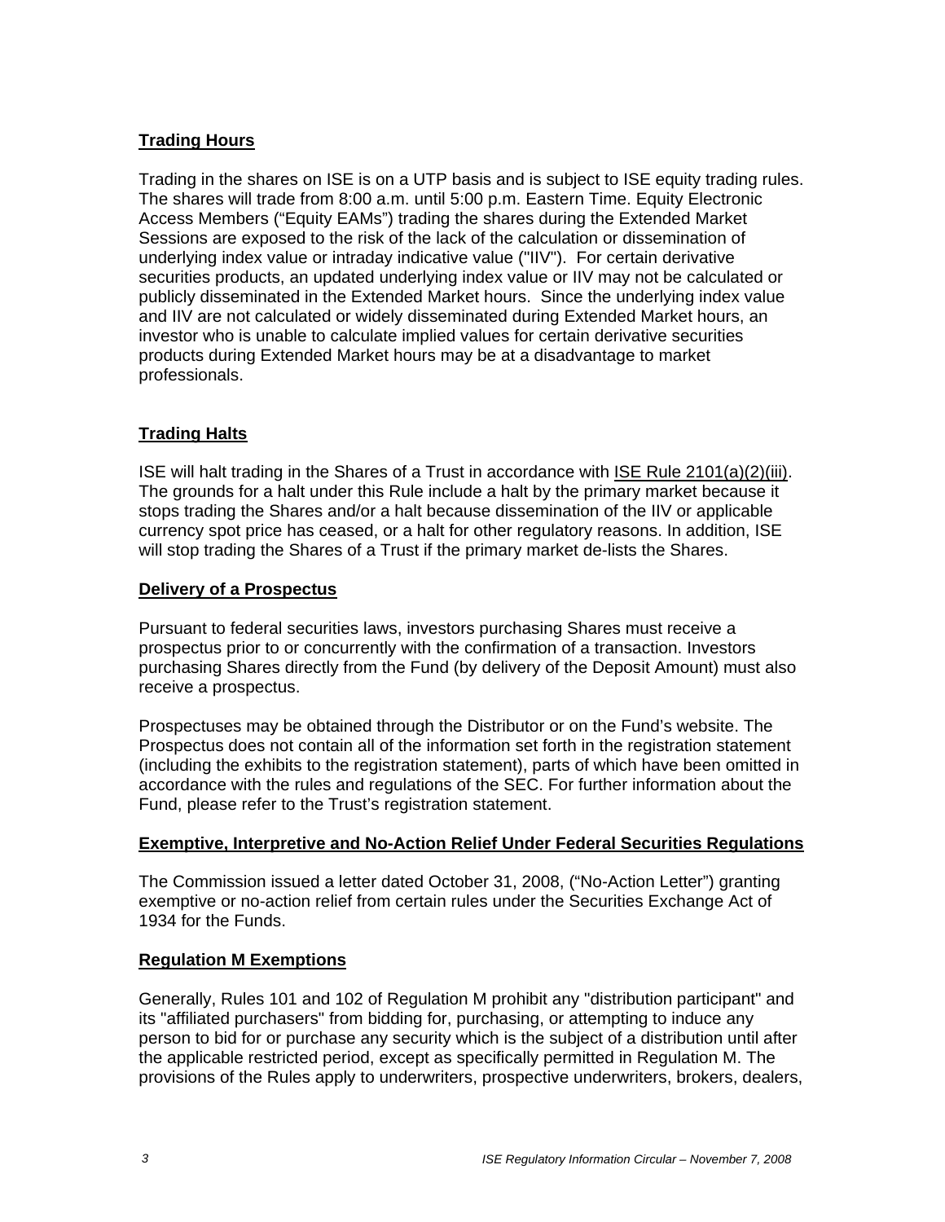**Trading Hours**

Trading in the shares on ISE is on a UTP basis and is subject to ISE equity trading rules. The shares will trade from 8:00 a.m. until 5:00 p.m. Eastern Time. Equity Electronic Access Members ("Equity EAMs") trading the shares during the Extended Market Sessions are exposed to the risk of the lack of the calculation or dissemination of underlying index value or intraday indicative value ("IIV"). For certain derivative securities products, an updated underlying index value or IIV may not be calculated or publicly disseminated in the Extended Market hours. Since the underlying index value and IIV are not calculated or widely disseminated during Extended Market hours, an investor who is unable to calculate implied values for certain derivative securities products during Extended Market hours may be at a disadvantage to market professionals.

**Trading Halts**

ISE will halt trading in the Shares of a Trust in accordance with ISE Rule 2101(a)(2)(iii). The grounds for a halt under this Rule include a halt by the primary market because it stops trading the Shares and/or a halt because dissemination of the IIV or applicable currency spot price has ceased, or a halt for other regulatory reasons. In addition, ISE will stop trading the Shares of a Trust if the primary market de-lists the Shares.

**Delivery of a Prospectus**

Pursuant to federal securities laws, investors purchasing Shares must receive a prospectus prior to or concurrently with the confirmation of a transaction. Investors purchasing Shares directly from the Fund (by delivery of the Deposit Amount) must also receive a prospectus.

Prospectuses may be obtained through the Distributor or on the Fund's website. The Prospectus does not contain all of the information set forth in the registration statement (including the exhibits to the registration statement), parts of which have been omitted in accordance with the rules and regulations of the SEC. For further information about the Fund, please refer to the Trust's registration statement.

**Exemptive, Interpretive and No-Action Relief Under Federal Securities Regulations**

The Commission issued a letter dated October 31, 2008, ("No-Action Letter") granting exemptive or no-action relief from certain rules under the Securities Exchange Act of 1934 for the Funds.

**Regulation M Exemptions**

Generally, Rules 101 and 102 of Regulation M prohibit any "distribution participant" and its "affiliated purchasers" from bidding for, purchasing, or attempting to induce any person to bid for or purchase any security which is the subject of a distribution until after the applicable restricted period, except as specifically permitted in Regulation M. The provisions of the Rules apply to underwriters, prospective underwriters, brokers, dealers,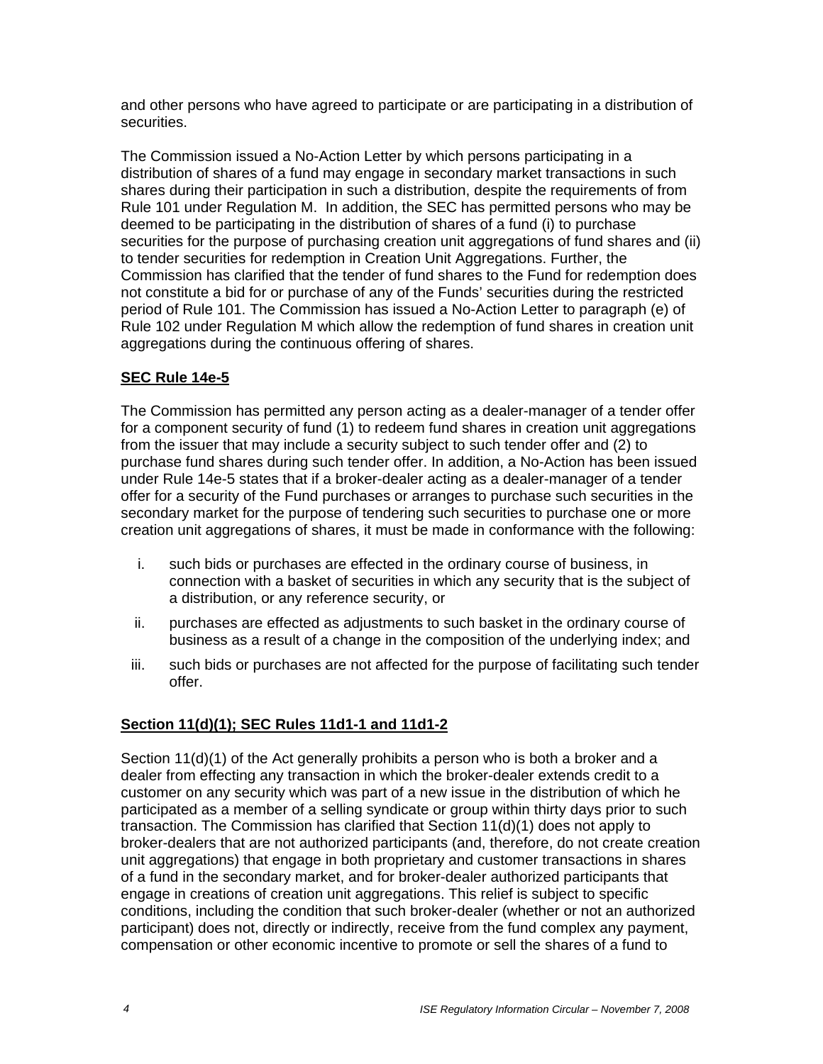and other persons who have agreed to participate or are participating in a distribution of securities.

The Commission issued a No-Action Letter by which persons participating in a distribution of shares of a fund may engage in secondary market transactions in such shares during their participation in such a distribution, despite the requirements of from Rule 101 under Regulation M. In addition, the SEC has permitted persons who may be deemed to be participating in the distribution of shares of a fund (i) to purchase securities for the purpose of purchasing creation unit aggregations of fund shares and (ii) to tender securities for redemption in Creation Unit Aggregations. Further, the Commission has clarified that the tender of fund shares to the Fund for redemption does not constitute a bid for or purchase of any of the Funds' securities during the restricted period of Rule 101. The Commission has issued a No-Action Letter to paragraph (e) of Rule 102 under Regulation M which allow the redemption of fund shares in creation unit aggregations during the continuous offering of shares.

**SEC Rule 14e-5**

The Commission has permitted any person acting as a dealer-manager of a tender offer for a component security of fund (1) to redeem fund shares in creation unit aggregations from the issuer that may include a security subject to such tender offer and (2) to purchase fund shares during such tender offer. In addition, a No-Action has been issued under Rule 14e-5 states that if a broker-dealer acting as a dealer-manager of a tender offer for a security of the Fund purchases or arranges to purchase such securities in the secondary market for the purpose of tendering such securities to purchase one or more creation unit aggregations of shares, it must be made in conformance with the following:

i. such bids or purchases are effected in the ordinary course of business, in connection with a basket of securities in which any security that is the subject of a distribution, or any reference security, or

ii. purchases are effected as adjustments to such basket in the ordinary course of business as a result of a change in the composition of the underlying index; and

iii. such bids or purchases are not affected for the purpose of facilitating such tender offer.

**Section 11(d)(1); SEC Rules 11d1-1 and 11d1-2**

Section 11(d)(1) of the Act generally prohibits a person who is both a broker and a dealer from effecting any transaction in which the broker-dealer extends credit to a customer on any security which was part of a new issue in the distribution of which he participated as a member of a selling syndicate or group within thirty days prior to such transaction. The Commission has clarified that Section 11(d)(1) does not apply to broker-dealers that are not authorized participants (and, therefore, do not create creation unit aggregations) that engage in both proprietary and customer transactions in shares of a fund in the secondary market, and for broker-dealer authorized participants that engage in creations of creation unit aggregations. This relief is subject to specific conditions, including the condition that such broker-dealer (whether or not an authorized participant) does not, directly or indirectly, receive from the fund complex any payment, compensation or other economic incentive to promote or sell the shares of a fund to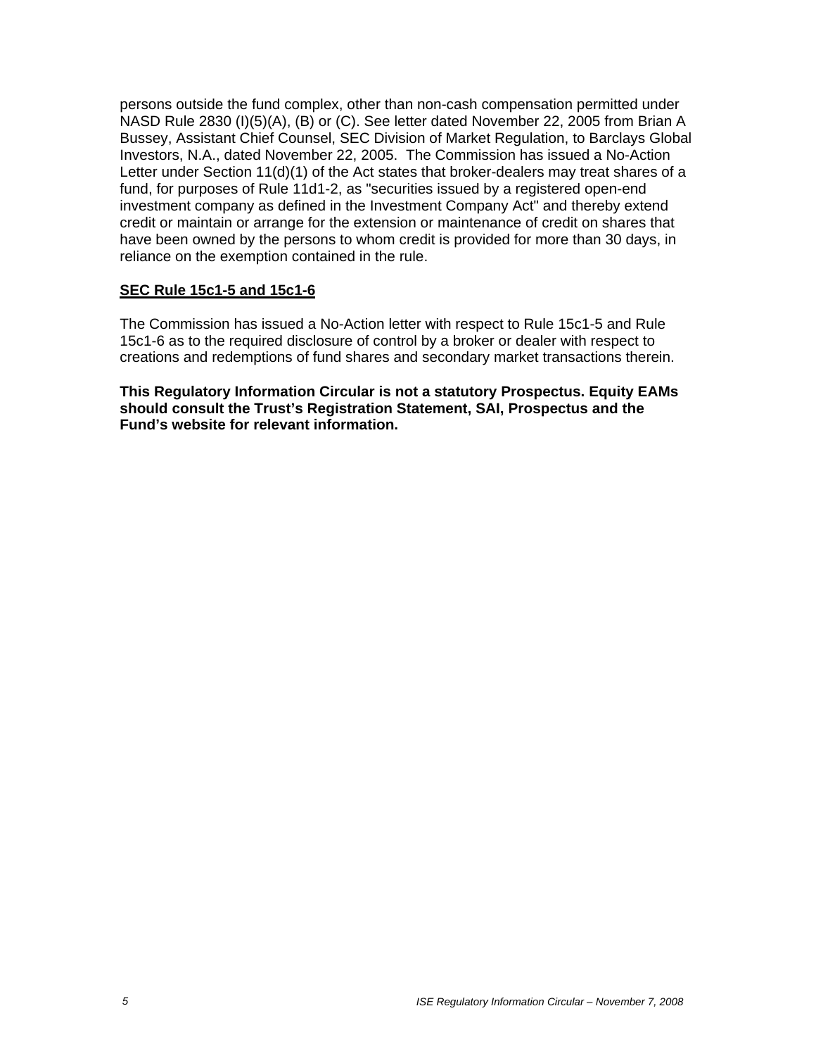persons outside the fund complex, other than non-cash compensation permitted under NASD Rule 2830 (I)(5)(A), (B) or (C). See letter dated November 22, 2005 from Brian A Bussey, Assistant Chief Counsel, SEC Division of Market Regulation, to Barclays Global Investors, N.A., dated November 22, 2005. The Commission has issued a No-Action Letter under Section 11(d)(1) of the Act states that broker-dealers may treat shares of a fund, for purposes of Rule 11d1-2, as "securities issued by a registered open-end investment company as defined in the Investment Company Act" and thereby extend credit or maintain or arrange for the extension or maintenance of credit on shares that have been owned by the persons to whom credit is provided for more than 30 days, in reliance on the exemption contained in the rule.

**SEC Rule 15c1-5 and 15c1-6**

The Commission has issued a No-Action letter with respect to Rule 15c1-5 and Rule 15c1-6 as to the required disclosure of control by a broker or dealer with respect to creations and redemptions of fund shares and secondary market transactions therein.

**This Regulatory Information Circular is not a statutory Prospectus. Equity EAMs should consult the Trust's Registration Statement, SAI, Prospectus and the Fund's website for relevant information.**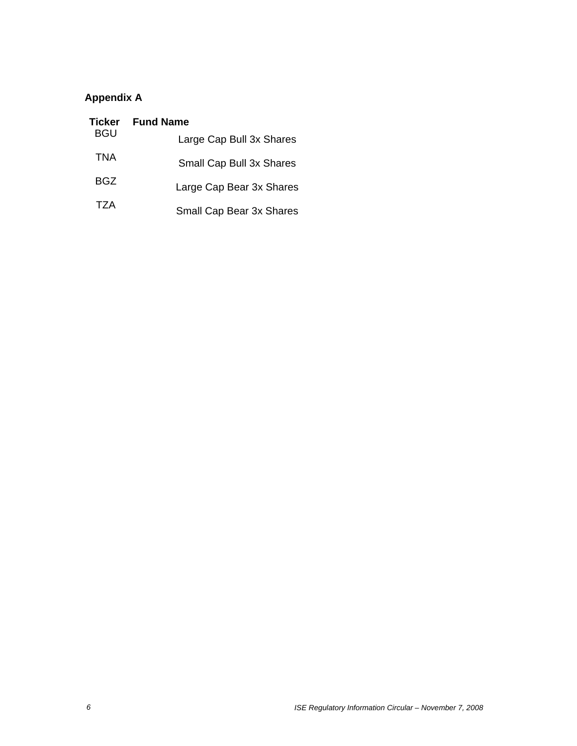**Appendix A**

| Ticker | Fund Name |
|---|---|
| BGU | Large Cap Bull 3x Shares |
| TNA | Small Cap Bull 3x Shares |
| BGZ | Large Cap Bear 3x Shares |
| TZA | Small Cap Bear 3x Shares |